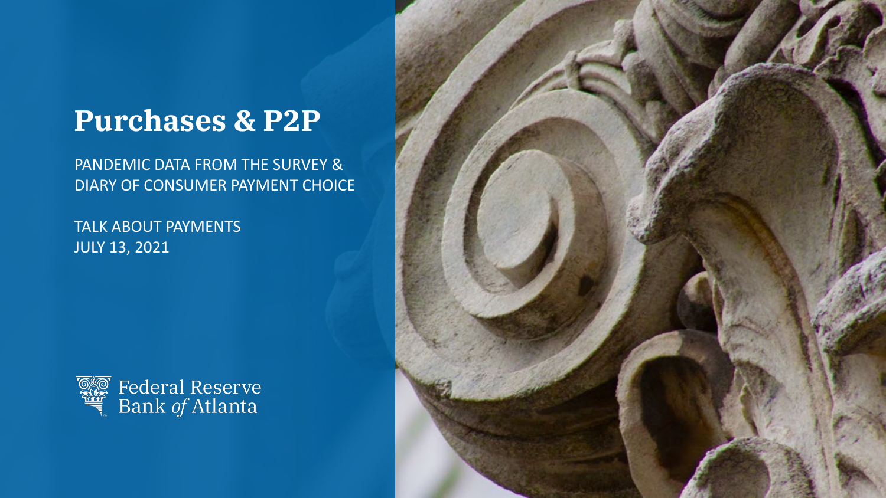# Purchases & P2P

PANDEMIC DATA FROM THE SURVEY & DIARY OF CONSUMER PAYMENT CHOICE

TALK ABOUT PAYMENTS
JULY 13, 2021

Federal Reserve Bank *of* Atlanta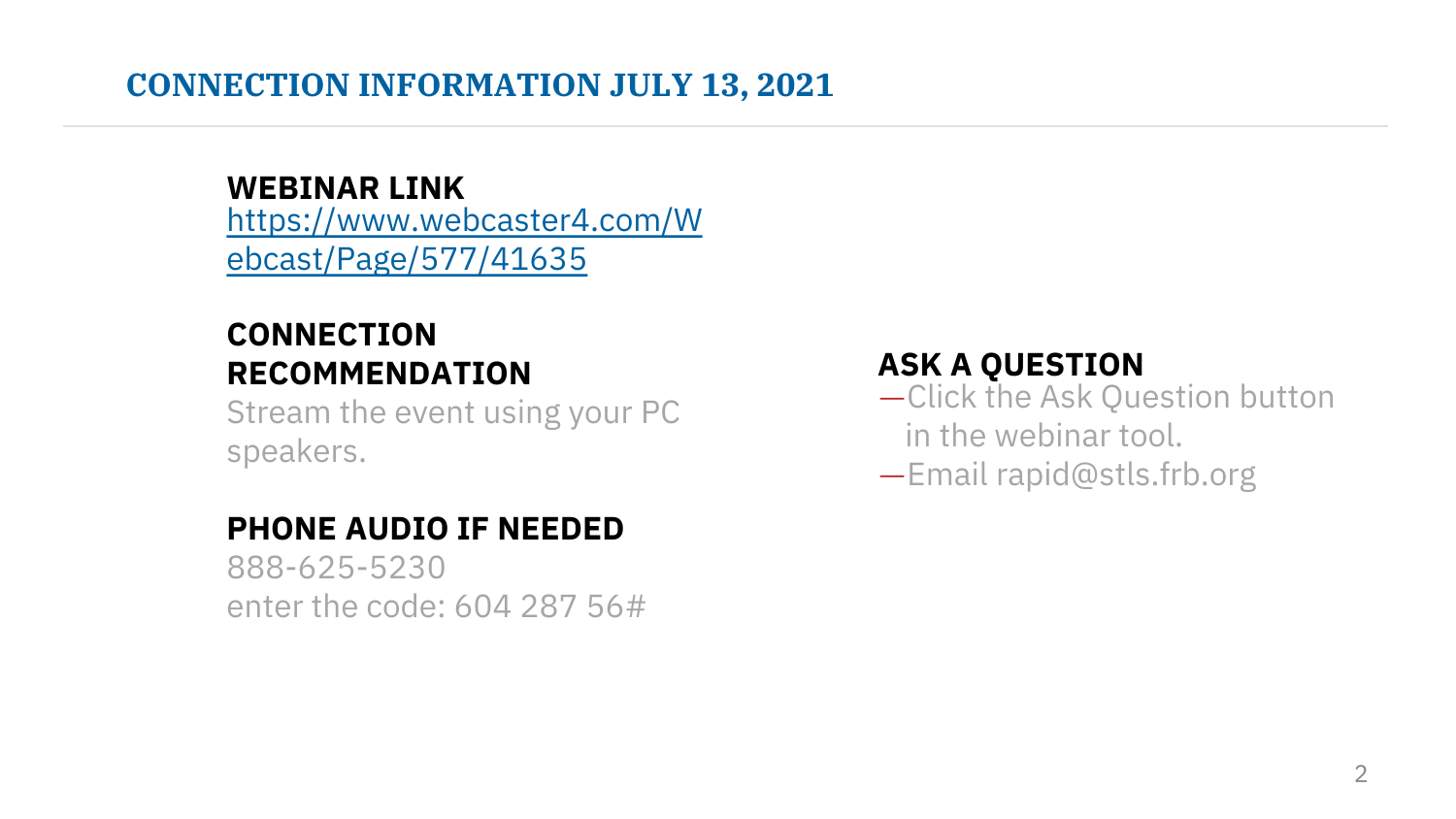# CONNECTION INFORMATION JULY 13, 2021

**WEBINAR LINK**
[https://www.webcaster4.com/Webcast/Page/577/41635](https://www.webcaster4.com/Webcast/Page/577/41635)

**CONNECTION RECOMMENDATION**
Stream the event using your PC speakers.

**PHONE AUDIO IF NEEDED**
888-625-5230
enter the code: 604 287 56#

**ASK A QUESTION**
- Click the Ask Question button in the webinar tool.
- Email rapid@stls.frb.org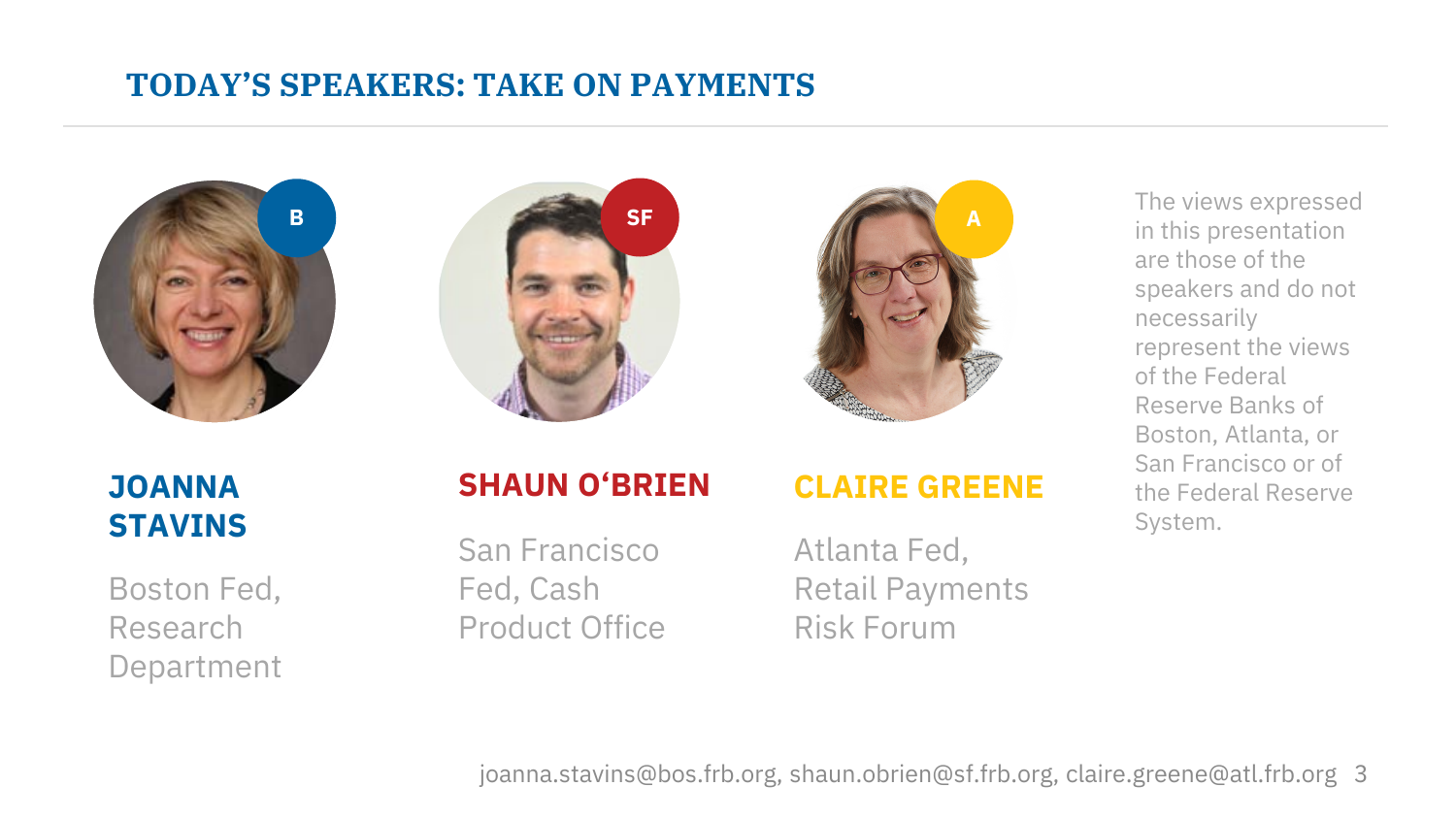## TODAY'S SPEAKERS: TAKE ON PAYMENTS

B

**JOANNA STAVINS**

Boston Fed, Research Department

SF

**SHAUN O'BRIEN**

San Francisco Fed, Cash Product Office

A

**CLAIRE GREENE**

Atlanta Fed, Retail Payments Risk Forum

The views expressed in this presentation are those of the speakers and do not necessarily represent the views of the Federal Reserve Banks of Boston, Atlanta, or San Francisco or of the Federal Reserve System.

joanna.stavins@bos.frb.org, shaun.obrien@sf.frb.org, claire.greene@atl.frb.org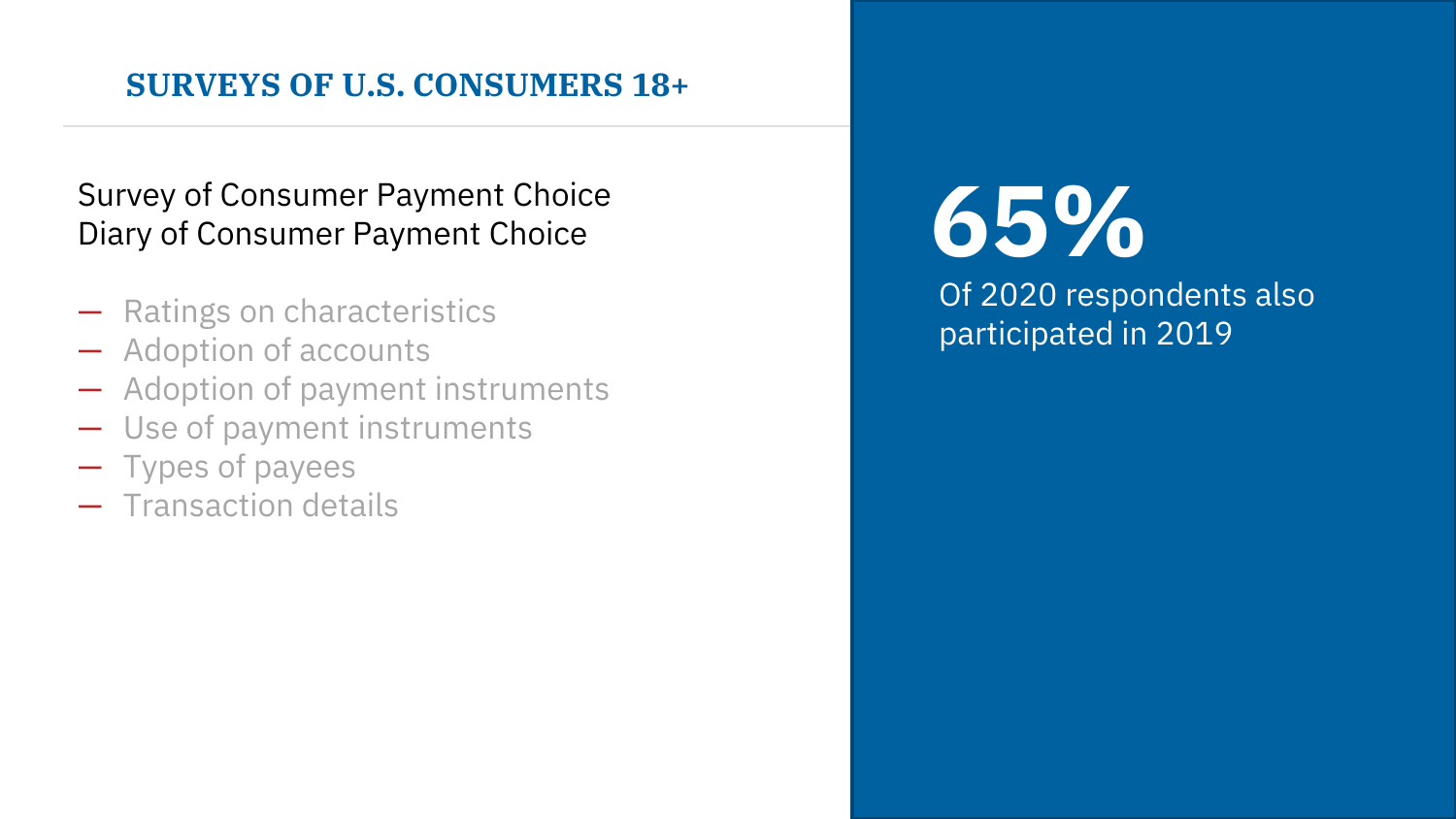## SURVEYS OF U.S. CONSUMERS 18+

Survey of Consumer Payment Choice
Diary of Consumer Payment Choice

- Ratings on characteristics
- Adoption of accounts
- Adoption of payment instruments
- Use of payment instruments
- Types of payees
- Transaction details

# 65%

Of 2020 respondents also participated in 2019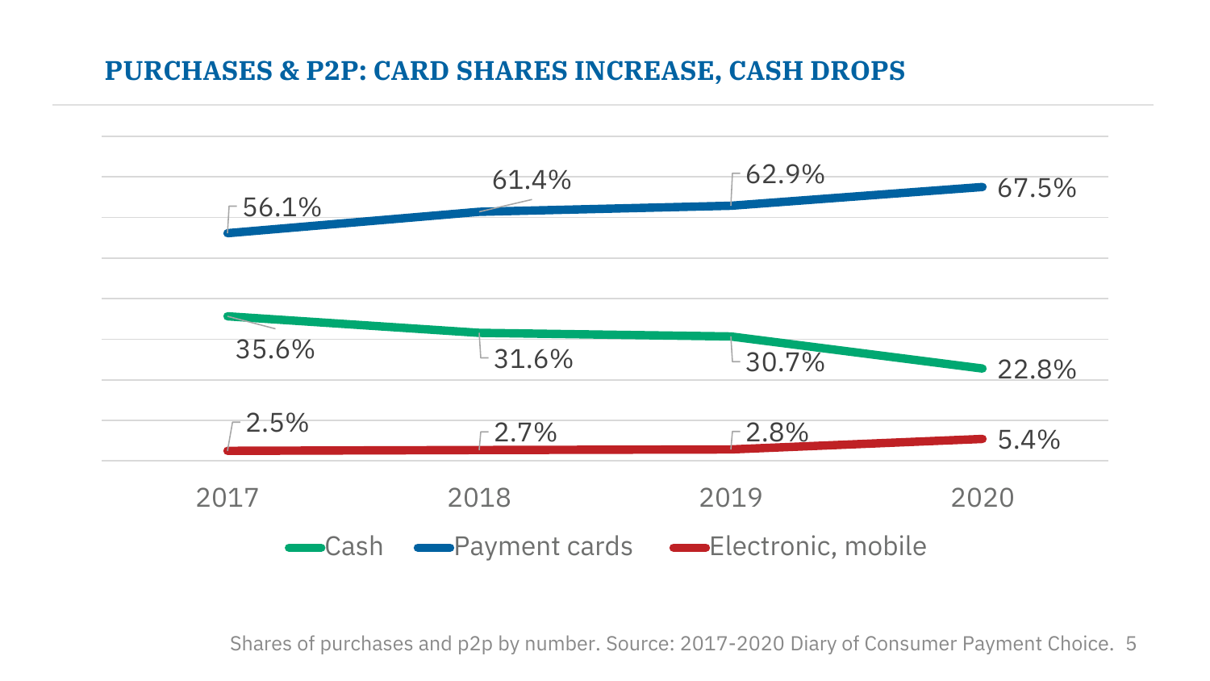# PURCHASES & P2P: CARD SHARES INCREASE, CASH DROPS

| | 2017 | 2018 | 2019 | 2020 |
|---|---|---|---|---|
| Cash | 35.6% | 31.6% | 30.7% | 22.8% |
| Payment cards | 56.1% | 61.4% | 62.9% | 67.5% |
| Electronic, mobile | 2.5% | 2.7% | 2.8% | 5.4% |

Shares of purchases and p2p by number. Source: 2017-2020 Diary of Consumer Payment Choice.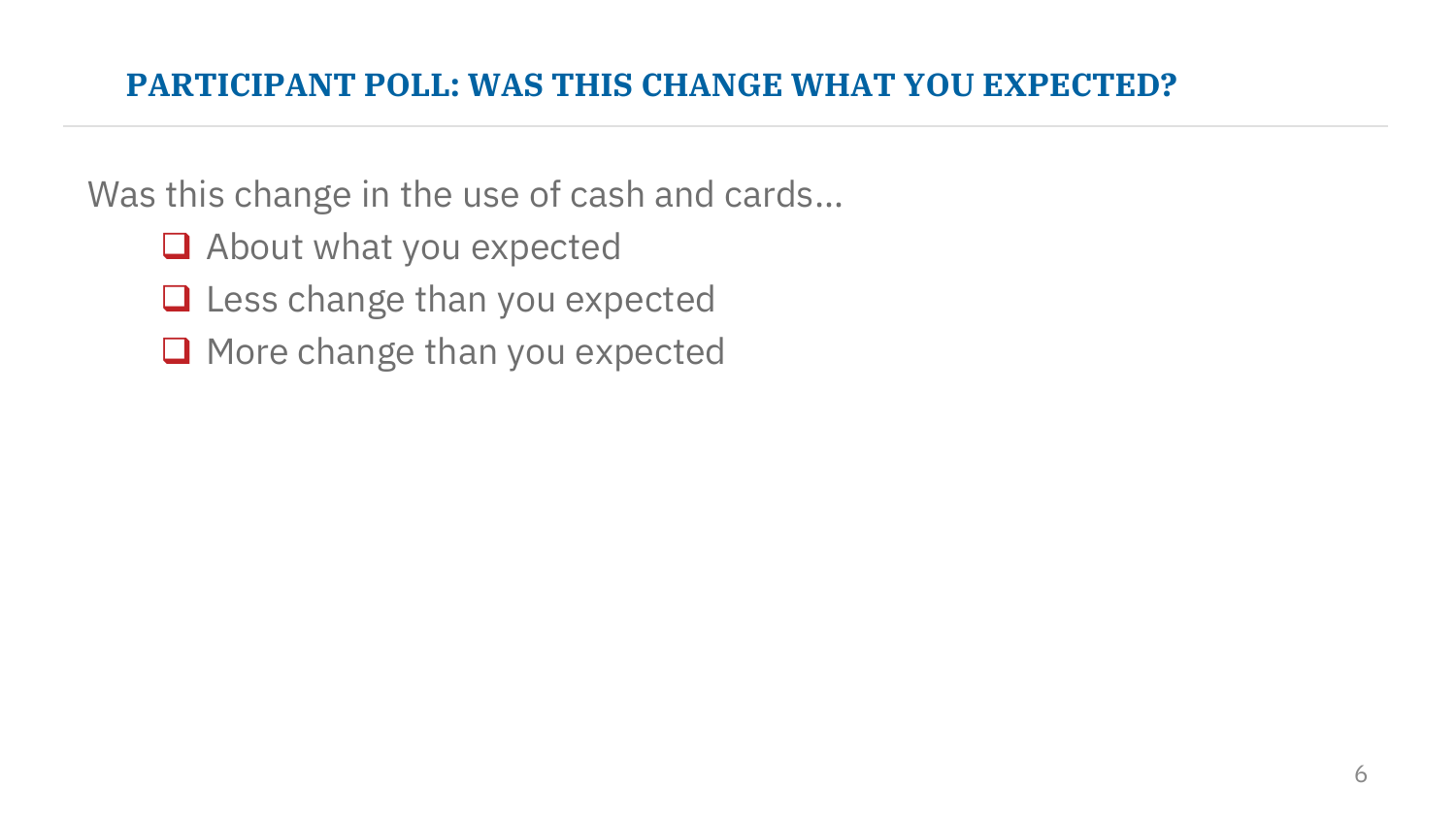## PARTICIPANT POLL: WAS THIS CHANGE WHAT YOU EXPECTED?

Was this change in the use of cash and cards…

- About what you expected
- Less change than you expected
- More change than you expected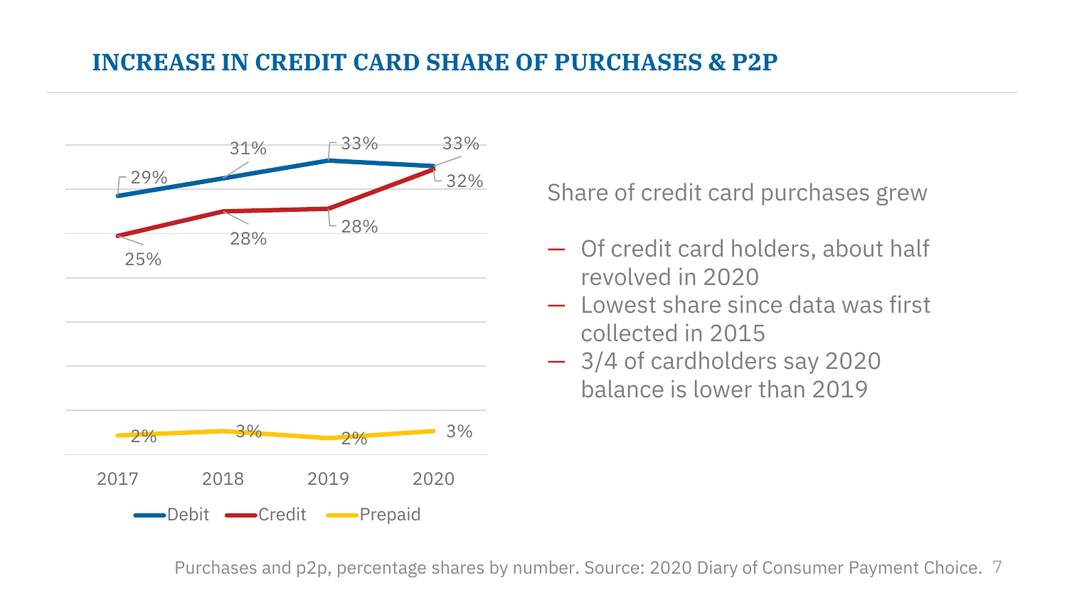## INCREASE IN CREDIT CARD SHARE OF PURCHASES & P2P

| | 2017 | 2018 | 2019 | 2020 |
|---|---|---|---|---|
| Debit | 29% | 31% | 33% | 33% |
| Credit | 25% | 28% | 28% | 32% |
| Prepaid | 2% | 3% | 2% | 3% |

Share of credit card purchases grew

- Of credit card holders, about half revolved in 2020
- Lowest share since data was first collected in 2015
- 3/4 of cardholders say 2020 balance is lower than 2019

Purchases and p2p, percentage shares by number. Source: 2020 Diary of Consumer Payment Choice.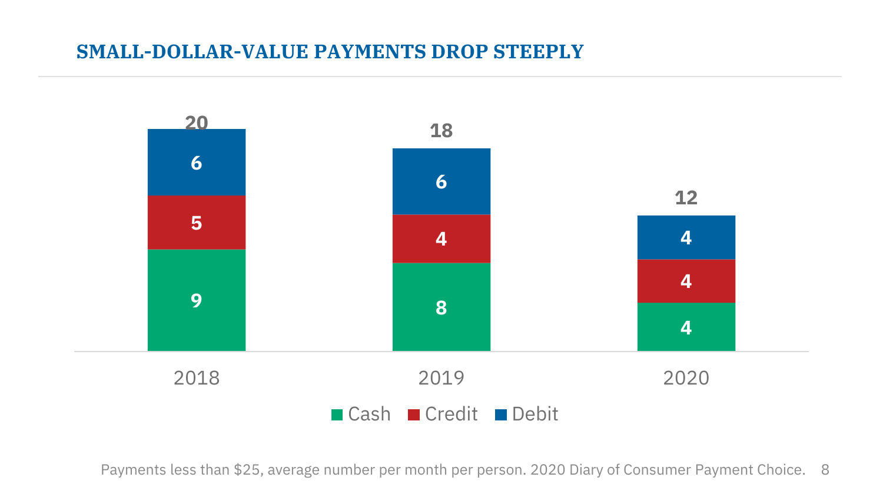## SMALL-DOLLAR-VALUE PAYMENTS DROP STEEPLY

| Year | Cash | Credit | Debit | Total |
|---|---|---|---|---|
| 2018 | 9 | 5 | 6 | 20 |
| 2019 | 8 | 4 | 6 | 18 |
| 2020 | 4 | 4 | 4 | 12 |

Payments less than $25, average number per month per person. 2020 Diary of Consumer Payment Choice.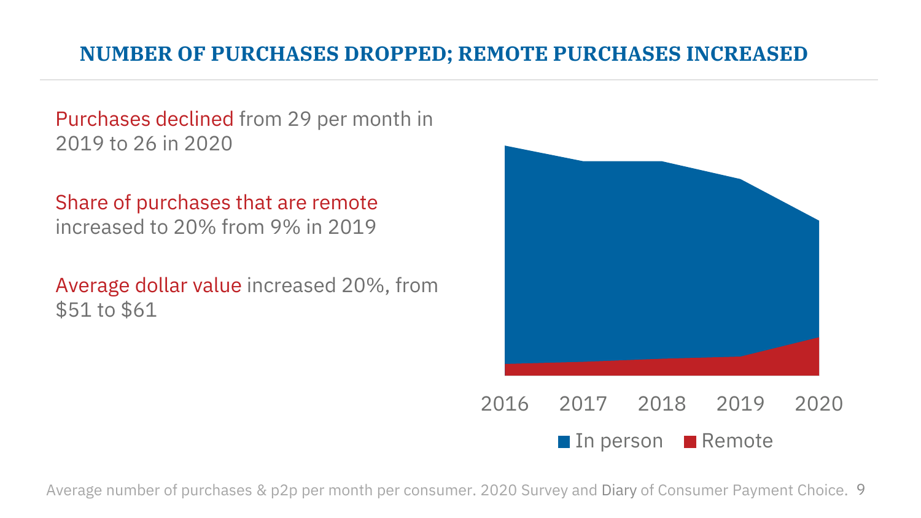## NUMBER OF PURCHASES DROPPED; REMOTE PURCHASES INCREASED

Purchases declined from 29 per month in 2019 to 26 in 2020

Share of purchases that are remote increased to 20% from 9% in 2019

Average dollar value increased 20%, from $51 to $61

2016 2017 2018 2019 2020

In person Remote

Average number of purchases & p2p per month per consumer. 2020 Survey and Diary of Consumer Payment Choice.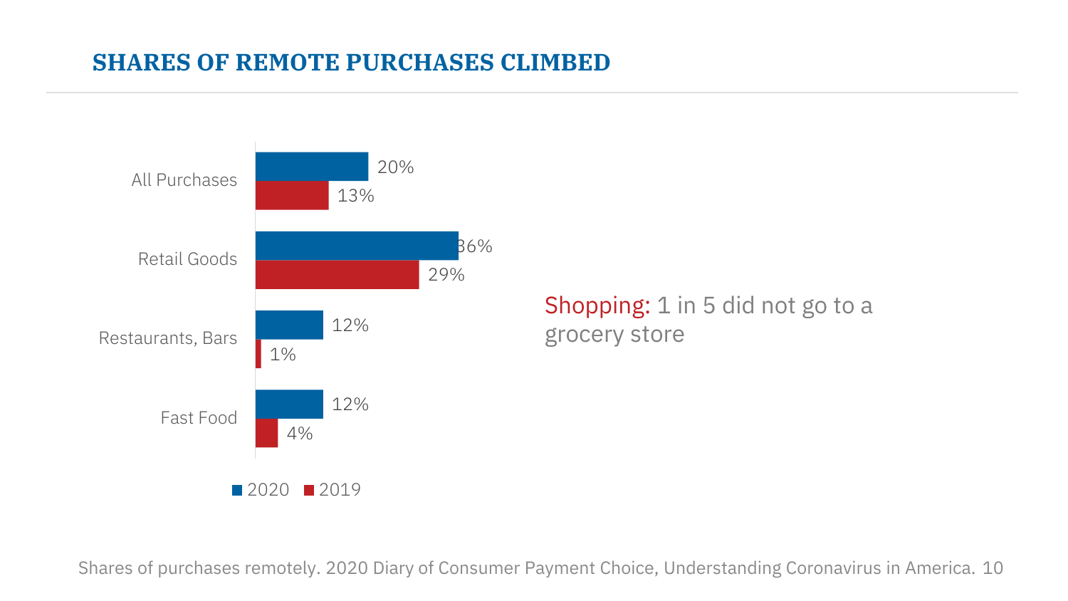## SHARES OF REMOTE PURCHASES CLIMBED

| | 2020 | 2019 |
|---|---|---|
| All Purchases | 20% | 13% |
| Retail Goods | 36% | 29% |
| Restaurants, Bars | 12% | 1% |
| Fast Food | 12% | 4% |

Shopping: 1 in 5 did not go to a grocery store

Shares of purchases remotely. 2020 Diary of Consumer Payment Choice, Understanding Coronavirus in America.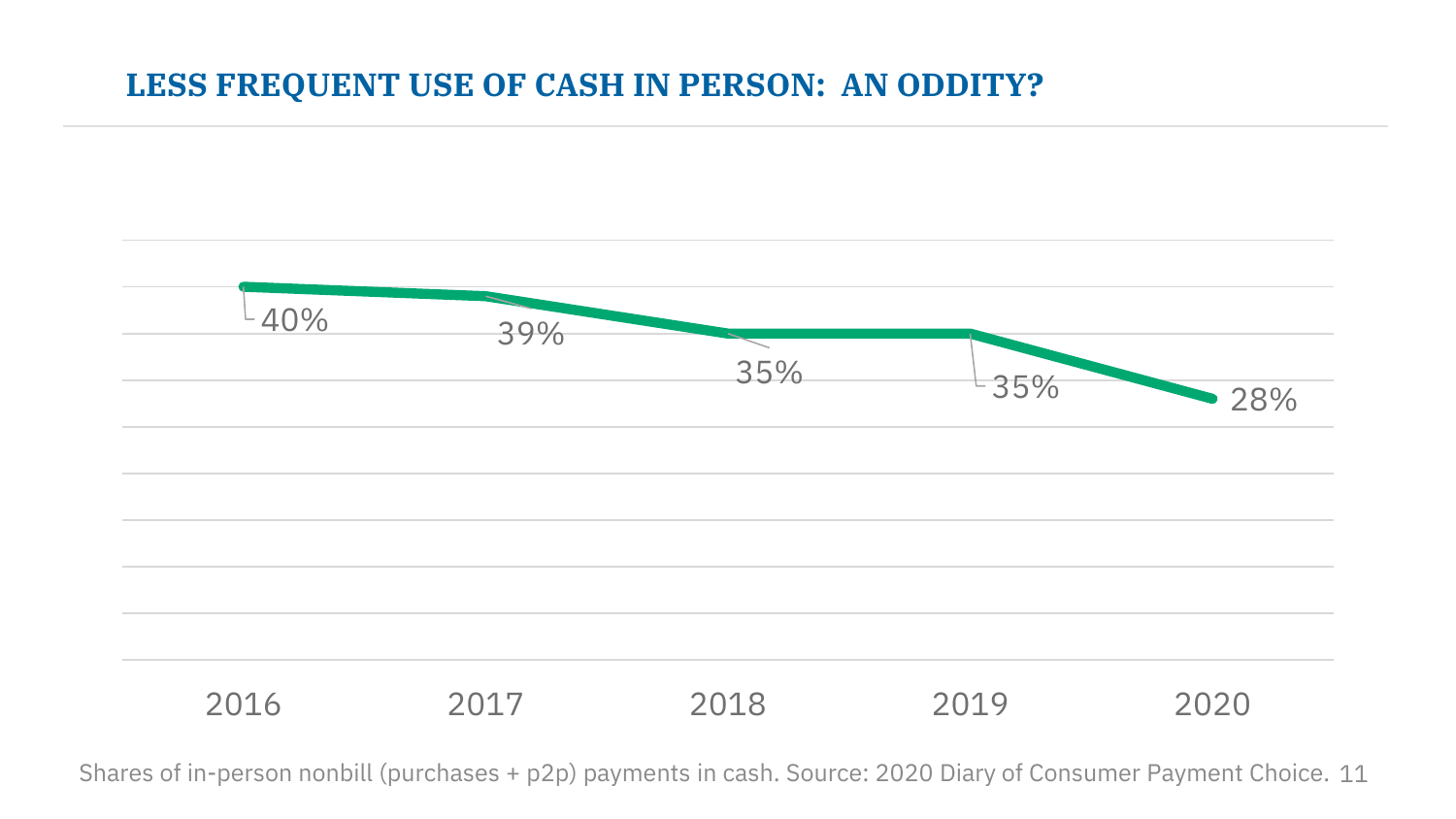## LESS FREQUENT USE OF CASH IN PERSON: AN ODDITY?

| Year | Share |
| --- | --- |
| 2016 | 40% |
| 2017 | 39% |
| 2018 | 35% |
| 2019 | 35% |
| 2020 | 28% |

Shares of in-person nonbill (purchases + p2p) payments in cash. Source: 2020 Diary of Consumer Payment Choice.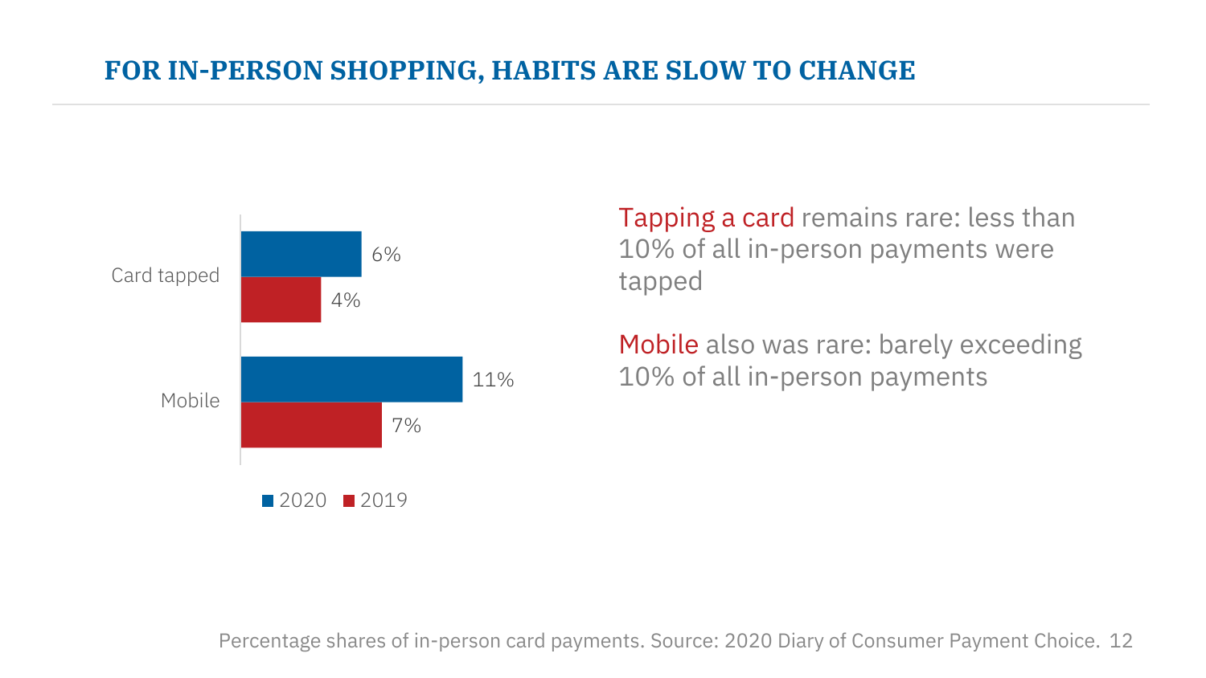## FOR IN-PERSON SHOPPING, HABITS ARE SLOW TO CHANGE

| | 2020 | 2019 |
|---|---|---|
| Card tapped | 6% | 4% |
| Mobile | 11% | 7% |

Tapping a card remains rare: less than 10% of all in-person payments were tapped

Mobile also was rare: barely exceeding 10% of all in-person payments

Percentage shares of in-person card payments. Source: 2020 Diary of Consumer Payment Choice.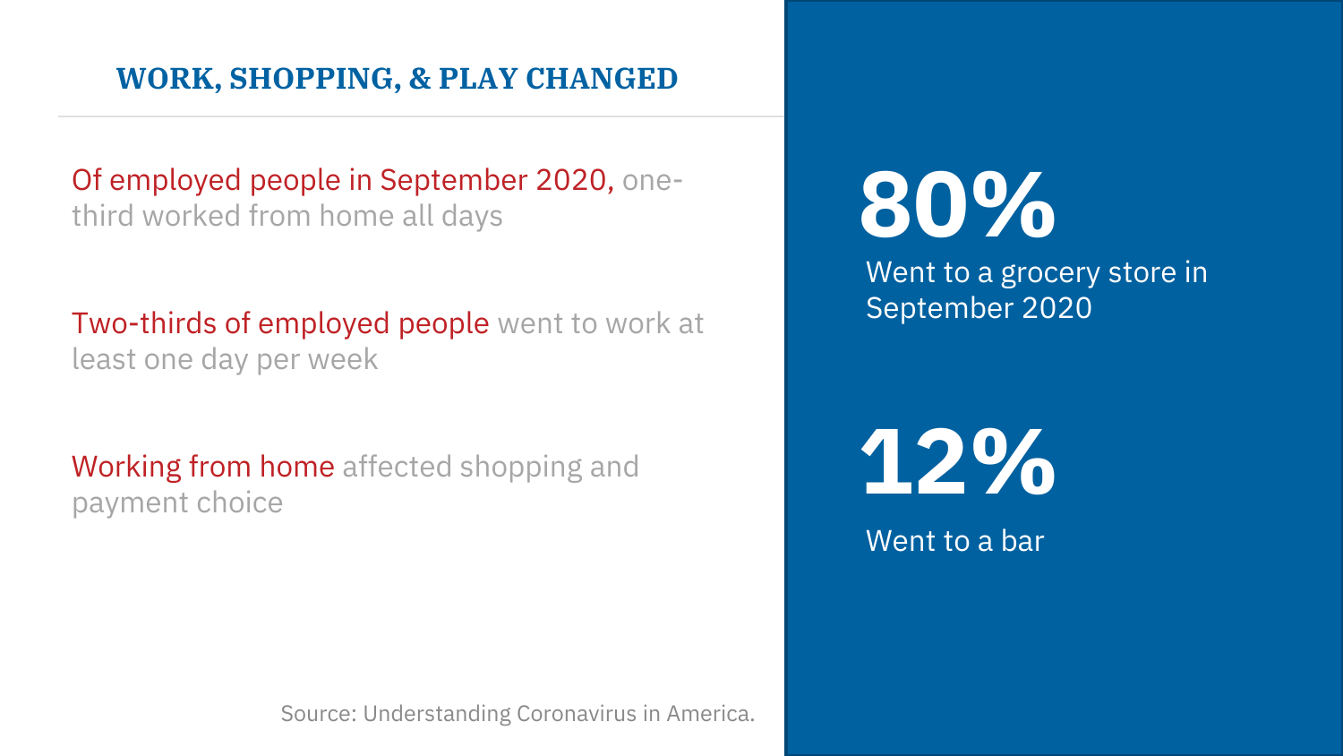## WORK, SHOPPING, & PLAY CHANGED

Of employed people in September 2020, one-third worked from home all days

Two-thirds of employed people went to work at least one day per week

Working from home affected shopping and payment choice

**80%**

Went to a grocery store in September 2020

**12%**

Went to a bar

Source: Understanding Coronavirus in America.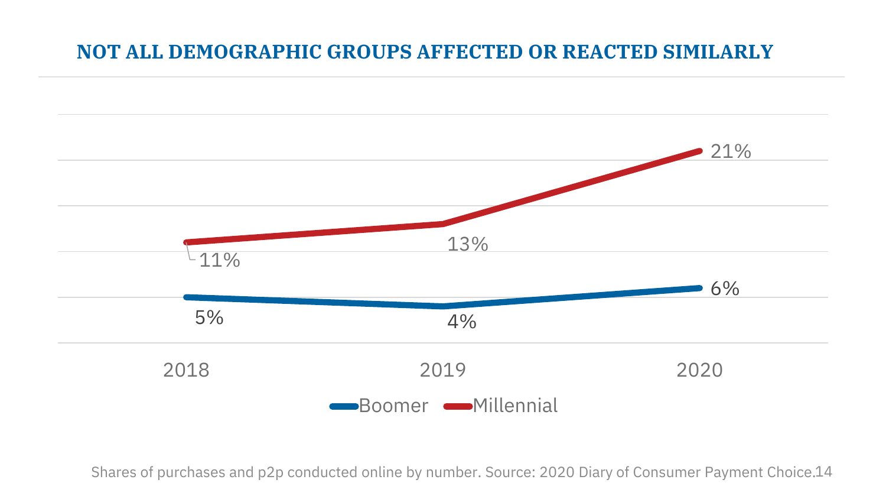## NOT ALL DEMOGRAPHIC GROUPS AFFECTED OR REACTED SIMILARLY

| | 2018 | 2019 | 2020 |
|---|---|---|---|
| Boomer | 5% | 4% | 6% |
| Millennial | 11% | 13% | 21% |

Shares of purchases and p2p conducted online by number. Source: 2020 Diary of Consumer Payment Choice.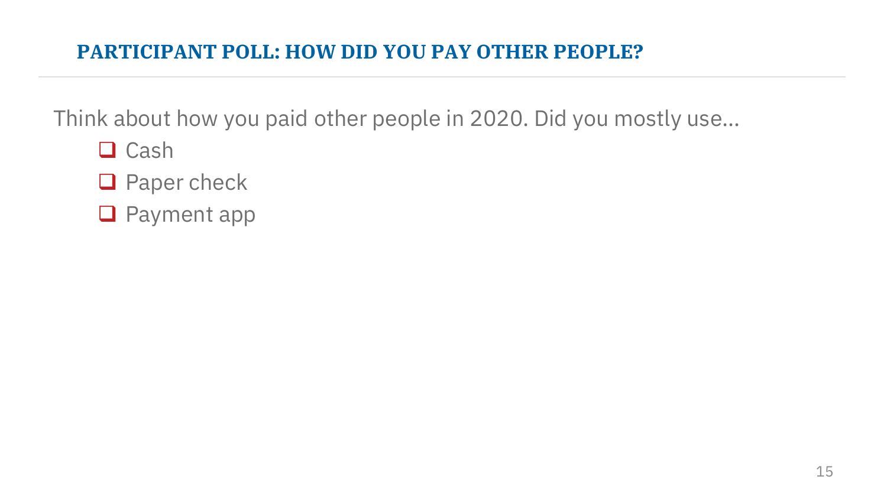## PARTICIPANT POLL: HOW DID YOU PAY OTHER PEOPLE?

Think about how you paid other people in 2020. Did you mostly use…

- [ ] Cash
- [ ] Paper check
- [ ] Payment app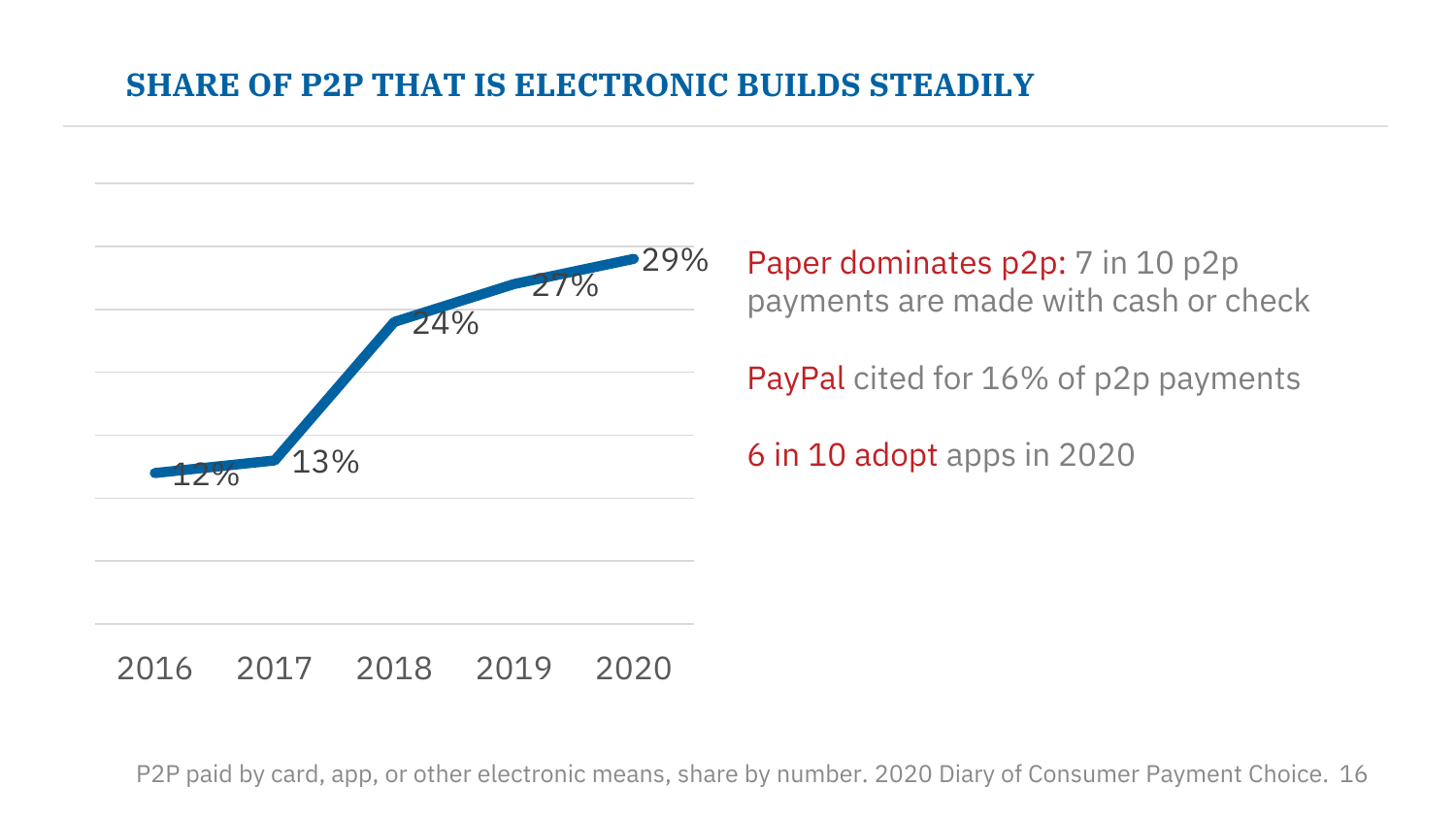## SHARE OF P2P THAT IS ELECTRONIC BUILDS STEADILY

| Year | Share |
| --- | --- |
| 2016 | 12% |
| 2017 | 13% |
| 2018 | 24% |
| 2019 | 27% |
| 2020 | 29% |

Paper dominates p2p: 7 in 10 p2p payments are made with cash or check

PayPal cited for 16% of p2p payments

6 in 10 adopt apps in 2020

P2P paid by card, app, or other electronic means, share by number. 2020 Diary of Consumer Payment Choice.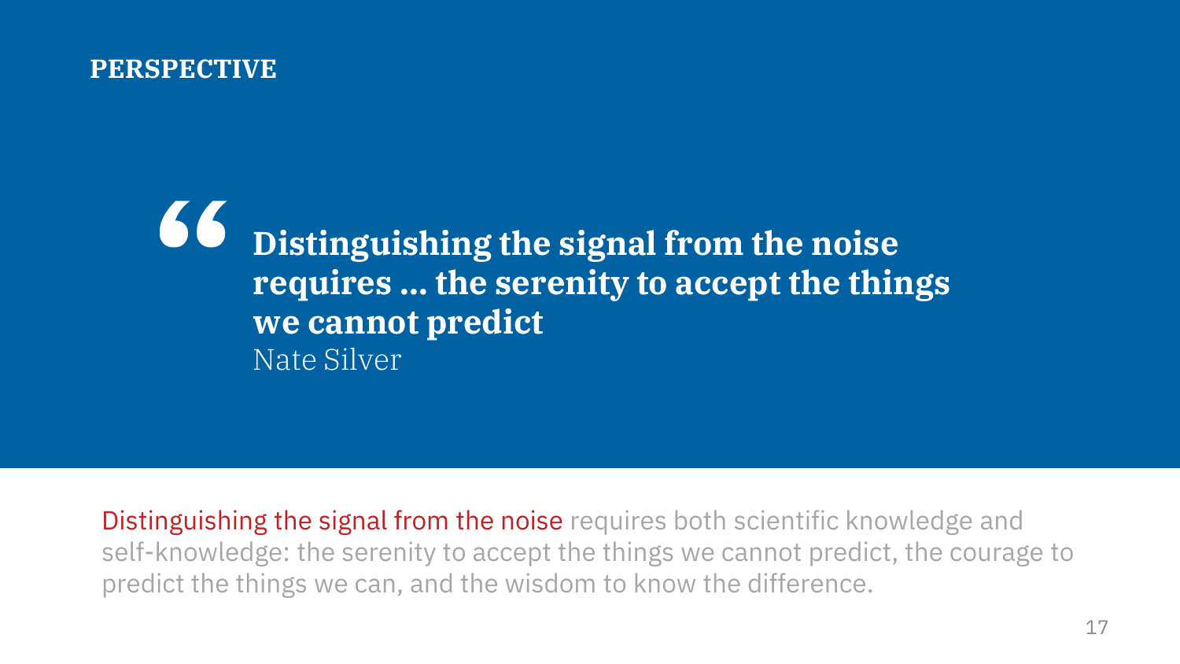## PERSPECTIVE

> **Distinguishing the signal from the noise requires … the serenity to accept the things we cannot predict**
>
> Nate Silver

Distinguishing the signal from the noise requires both scientific knowledge and self-knowledge: the serenity to accept the things we cannot predict, the courage to predict the things we can, and the wisdom to know the difference.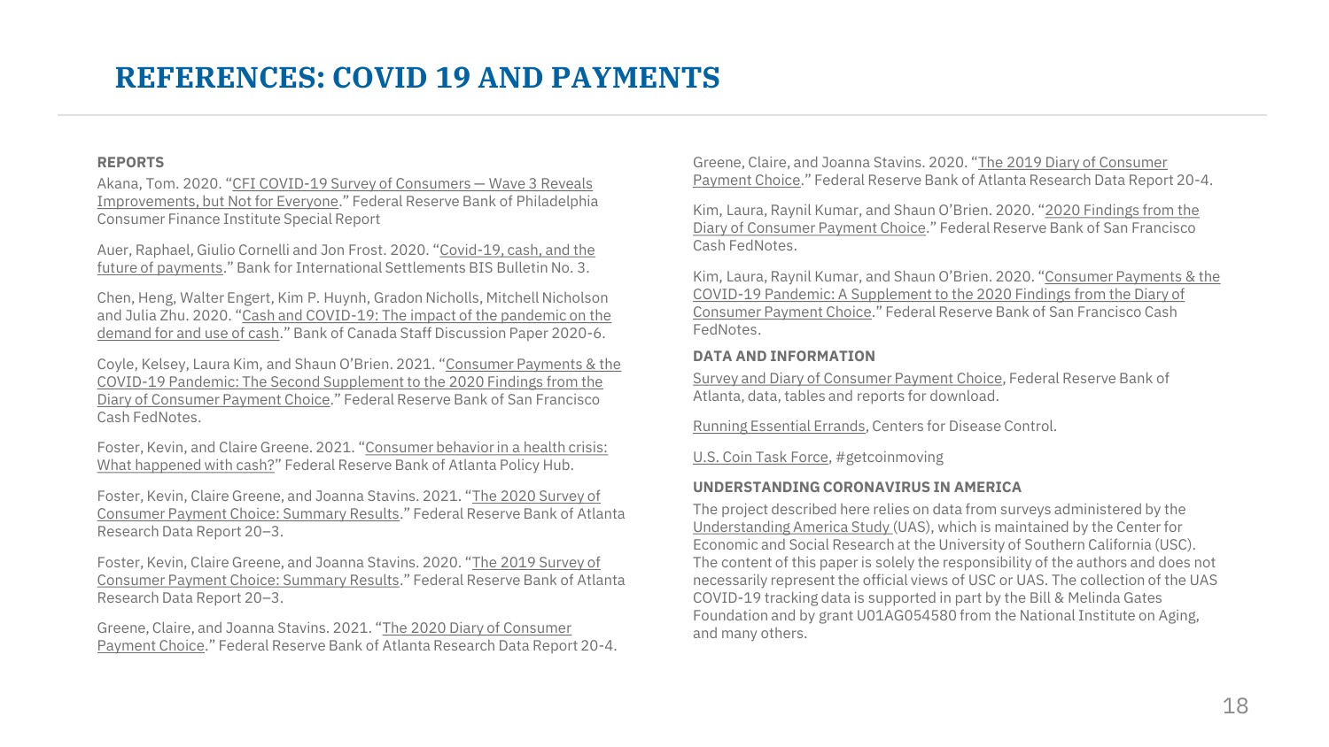# REFERENCES: COVID 19 AND PAYMENTS

**REPORTS**

Akana, Tom. 2020. "CFI COVID-19 Survey of Consumers — Wave 3 Reveals Improvements, but Not for Everyone." Federal Reserve Bank of Philadelphia Consumer Finance Institute Special Report

Auer, Raphael, Giulio Cornelli and Jon Frost. 2020. "Covid-19, cash, and the future of payments." Bank for International Settlements BIS Bulletin No. 3.

Chen, Heng, Walter Engert, Kim P. Huynh, Gradon Nicholls, Mitchell Nicholson and Julia Zhu. 2020. "Cash and COVID-19: The impact of the pandemic on the demand for and use of cash." Bank of Canada Staff Discussion Paper 2020-6.

Coyle, Kelsey, Laura Kim, and Shaun O'Brien. 2021. "Consumer Payments & the COVID-19 Pandemic: The Second Supplement to the 2020 Findings from the Diary of Consumer Payment Choice." Federal Reserve Bank of San Francisco Cash FedNotes.

Foster, Kevin, and Claire Greene. 2021. "Consumer behavior in a health crisis: What happened with cash?" Federal Reserve Bank of Atlanta Policy Hub.

Foster, Kevin, Claire Greene, and Joanna Stavins. 2021. "The 2020 Survey of Consumer Payment Choice: Summary Results." Federal Reserve Bank of Atlanta Research Data Report 20–3.

Foster, Kevin, Claire Greene, and Joanna Stavins. 2020. "The 2019 Survey of Consumer Payment Choice: Summary Results." Federal Reserve Bank of Atlanta Research Data Report 20–3.

Greene, Claire, and Joanna Stavins. 2021. "The 2020 Diary of Consumer Payment Choice." Federal Reserve Bank of Atlanta Research Data Report 20-4.

Greene, Claire, and Joanna Stavins. 2020. "The 2019 Diary of Consumer Payment Choice." Federal Reserve Bank of Atlanta Research Data Report 20-4.

Kim, Laura, Raynil Kumar, and Shaun O'Brien. 2020. "2020 Findings from the Diary of Consumer Payment Choice." Federal Reserve Bank of San Francisco Cash FedNotes.

Kim, Laura, Raynil Kumar, and Shaun O'Brien. 2020. "Consumer Payments & the COVID-19 Pandemic: A Supplement to the 2020 Findings from the Diary of Consumer Payment Choice." Federal Reserve Bank of San Francisco Cash FedNotes.

**DATA AND INFORMATION**

Survey and Diary of Consumer Payment Choice, Federal Reserve Bank of Atlanta, data, tables and reports for download.

Running Essential Errands, Centers for Disease Control.

U.S. Coin Task Force, #getcoinmoving

**UNDERSTANDING CORONAVIRUS IN AMERICA**

The project described here relies on data from surveys administered by the Understanding America Study (UAS), which is maintained by the Center for Economic and Social Research at the University of Southern California (USC). The content of this paper is solely the responsibility of the authors and does not necessarily represent the official views of USC or UAS. The collection of the UAS COVID-19 tracking data is supported in part by the Bill & Melinda Gates Foundation and by grant U01AG054580 from the National Institute on Aging, and many others.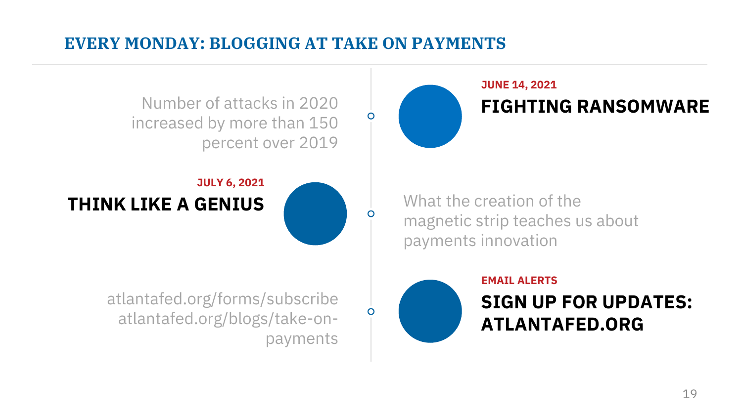# EVERY MONDAY: BLOGGING AT TAKE ON PAYMENTS

**JUNE 14, 2021**

## FIGHTING RANSOMWARE

Number of attacks in 2020 increased by more than 150 percent over 2019

**JULY 6, 2021**

## THINK LIKE A GENIUS

What the creation of the magnetic strip teaches us about payments innovation

**EMAIL ALERTS**

## SIGN UP FOR UPDATES: ATLANTAFED.ORG

atlantafed.org/forms/subscribe
atlantafed.org/blogs/take-on-payments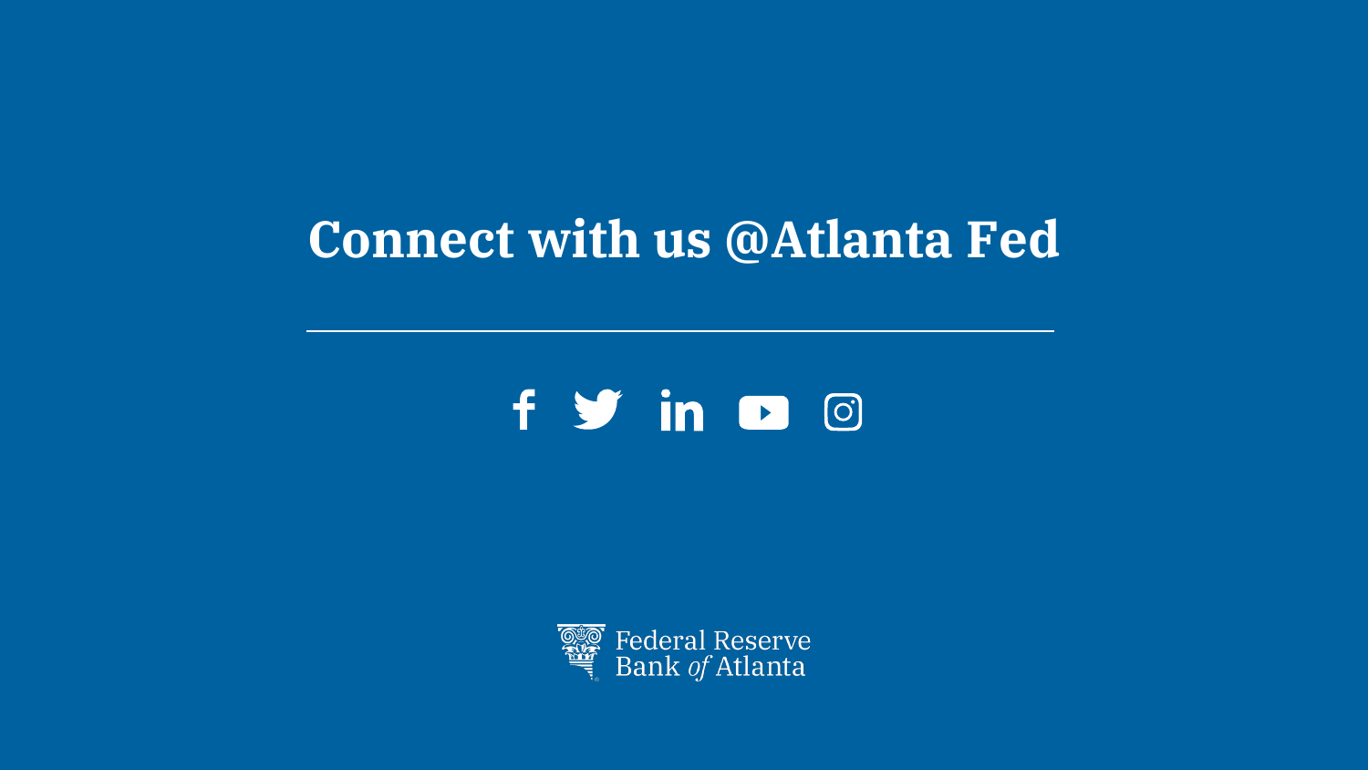# Connect with us @Atlanta Fed

Federal Reserve Bank *of* Atlanta